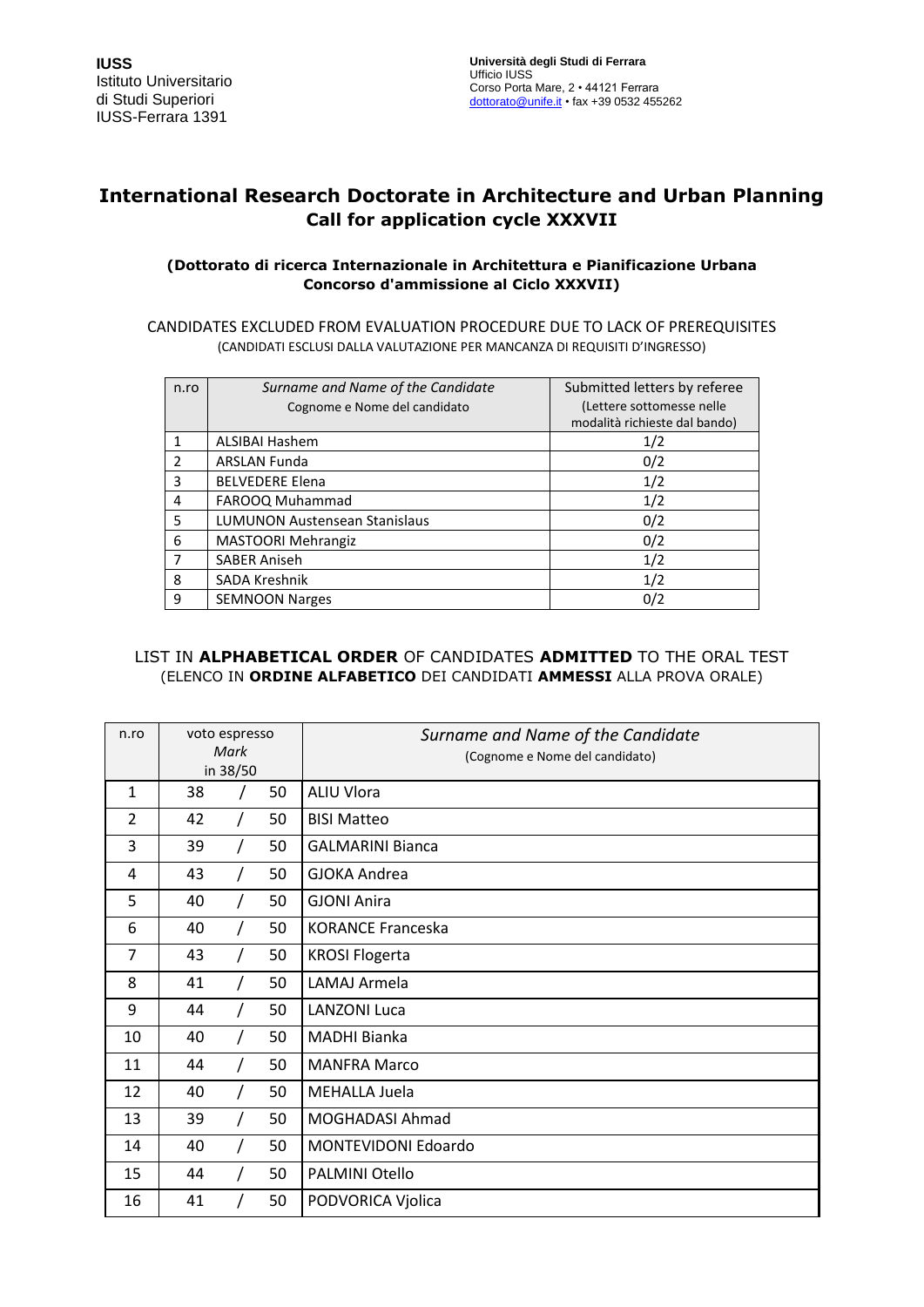**IUSS**
Istituto Universitario
di Studi Superiori
IUSS-Ferrara 1391

**Università degli Studi di Ferrara**
Ufficio IUSS
Corso Porta Mare, 2 • 44121 Ferrara
dottorato@unife.it • fax +39 0532 455262

# International Research Doctorate in Architecture and Urban Planning
## Call for application cycle XXXVII

**(Dottorato di ricerca Internazionale in Architettura e Pianificazione Urbana
Concorso d'ammissione al Ciclo XXXVII)**

CANDIDATES EXCLUDED FROM EVALUATION PROCEDURE DUE TO LACK OF PREREQUISITES
(CANDIDATI ESCLUSI DALLA VALUTAZIONE PER MANCANZA DI REQUISITI D'INGRESSO)

| n.ro | *Surname and Name of the Candidate* Cognome e Nome del candidato | Submitted letters by referee (Lettere sottomesse nelle modalità richieste dal bando) |
|---|---|---|
| 1 | ALSIBAI Hashem | 1/2 |
| 2 | ARSLAN Funda | 0/2 |
| 3 | BELVEDERE Elena | 1/2 |
| 4 | FAROOQ Muhammad | 1/2 |
| 5 | LUMUNON Austensean Stanislaus | 0/2 |
| 6 | MASTOORI Mehrangiz | 0/2 |
| 7 | SABER Aniseh | 1/2 |
| 8 | SADA Kreshnik | 1/2 |
| 9 | SEMNOON Narges | 0/2 |

LIST IN **ALPHABETICAL ORDER** OF CANDIDATES **ADMITTED** TO THE ORAL TEST
(ELENCO IN **ORDINE ALFABETICO** DEI CANDIDATI **AMMESSI** ALLA PROVA ORALE)

| n.ro | voto espresso *Mark* in 38/50 | *Surname and Name of the Candidate* (Cognome e Nome del candidato) |
|---|---|---|
| 1 | 38 / 50 | ALIU Vlora |
| 2 | 42 / 50 | BISI Matteo |
| 3 | 39 / 50 | GALMARINI Bianca |
| 4 | 43 / 50 | GJOKA Andrea |
| 5 | 40 / 50 | GJONI Anira |
| 6 | 40 / 50 | KORANCE Franceska |
| 7 | 43 / 50 | KROSI Flogerta |
| 8 | 41 / 50 | LAMAJ Armela |
| 9 | 44 / 50 | LANZONI Luca |
| 10 | 40 / 50 | MADHI Bianka |
| 11 | 44 / 50 | MANFRA Marco |
| 12 | 40 / 50 | MEHALLA Juela |
| 13 | 39 / 50 | MOGHADASI Ahmad |
| 14 | 40 / 50 | MONTEVIDONI Edoardo |
| 15 | 44 / 50 | PALMINI Otello |
| 16 | 41 / 50 | PODVORICA Vjolica |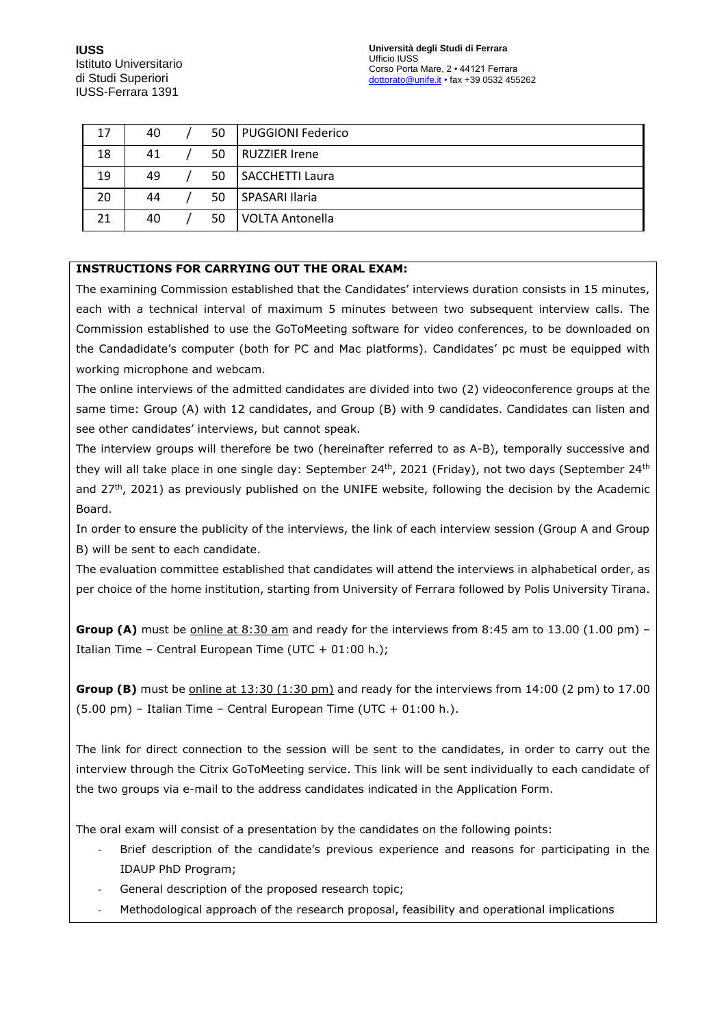| 17 | 40 | / | 50 | PUGGIONI Federico |
|---|---|---|---|---|
| 18 | 41 | / | 50 | RUZZIER Irene |
| 19 | 49 | / | 50 | SACCHETTI Laura |
| 20 | 44 | / | 50 | SPASARI Ilaria |
| 21 | 40 | / | 50 | VOLTA Antonella |

**INSTRUCTIONS FOR CARRYING OUT THE ORAL EXAM:**

The examining Commission established that the Candidates' interviews duration consists in 15 minutes, each with a technical interval of maximum 5 minutes between two subsequent interview calls. The Commission established to use the GoToMeeting software for video conferences, to be downloaded on the Candadidate's computer (both for PC and Mac platforms). Candidates' pc must be equipped with working microphone and webcam.

The online interviews of the admitted candidates are divided into two (2) videoconference groups at the same time: Group (A) with 12 candidates, and Group (B) with 9 candidates. Candidates can listen and see other candidates' interviews, but cannot speak.

The interview groups will therefore be two (hereinafter referred to as A-B), temporally successive and they will all take place in one single day: September 24th, 2021 (Friday), not two days (September 24th and 27th, 2021) as previously published on the UNIFE website, following the decision by the Academic Board.

In order to ensure the publicity of the interviews, the link of each interview session (Group A and Group B) will be sent to each candidate.

The evaluation committee established that candidates will attend the interviews in alphabetical order, as per choice of the home institution, starting from University of Ferrara followed by Polis University Tirana.

**Group (A)** must be online at 8:30 am and ready for the interviews from 8:45 am to 13.00 (1.00 pm) – Italian Time – Central European Time (UTC + 01:00 h.);

**Group (B)** must be online at 13:30 (1:30 pm) and ready for the interviews from 14:00 (2 pm) to 17.00 (5.00 pm) – Italian Time – Central European Time (UTC + 01:00 h.).

The link for direct connection to the session will be sent to the candidates, in order to carry out the interview through the Citrix GoToMeeting service. This link will be sent individually to each candidate of the two groups via e-mail to the address candidates indicated in the Application Form.

The oral exam will consist of a presentation by the candidates on the following points:

- Brief description of the candidate's previous experience and reasons for participating in the IDAUP PhD Program;
- General description of the proposed research topic;
- Methodological approach of the research proposal, feasibility and operational implications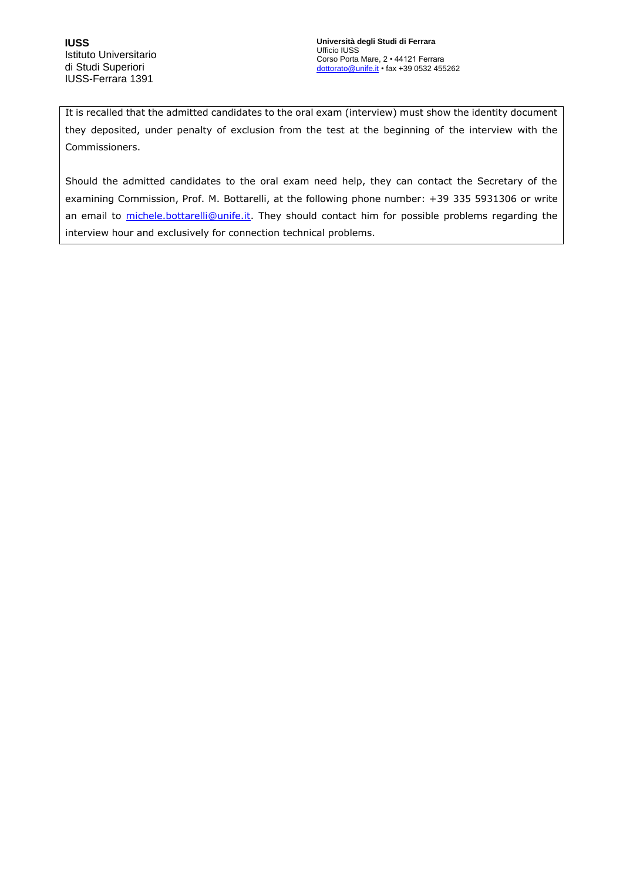It is recalled that the admitted candidates to the oral exam (interview) must show the identity document they deposited, under penalty of exclusion from the test at the beginning of the interview with the Commissioners.

Should the admitted candidates to the oral exam need help, they can contact the Secretary of the examining Commission, Prof. M. Bottarelli, at the following phone number: +39 335 5931306 or write an email to michele.bottarelli@unife.it. They should contact him for possible problems regarding the interview hour and exclusively for connection technical problems.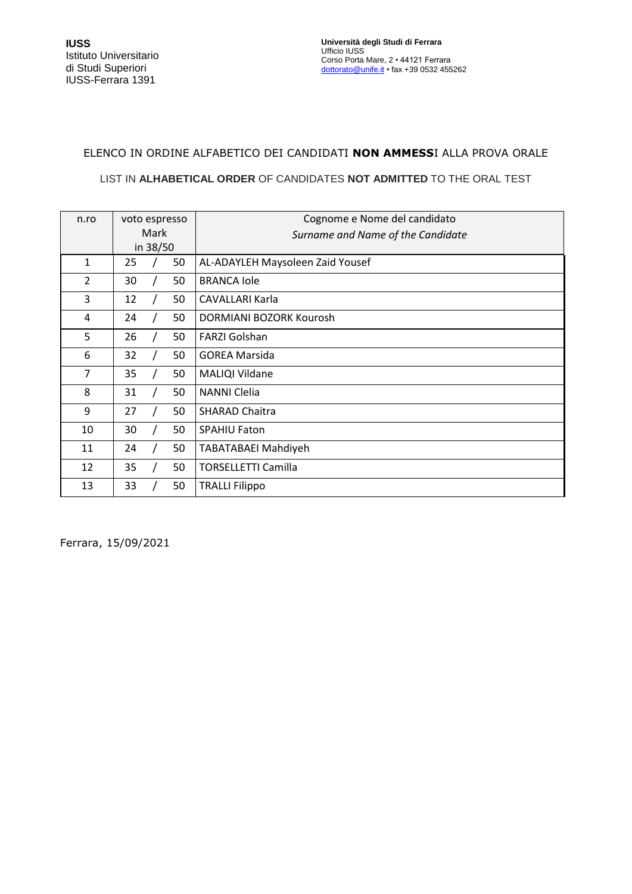**IUSS**
Istituto Universitario
di Studi Superiori
IUSS-Ferrara 1391

**Università degli Studi di Ferrara**
Ufficio IUSS
Corso Porta Mare, 2 • 44121 Ferrara
dottorato@unife.it • fax +39 0532 455262

ELENCO IN ORDINE ALFABETICO DEI CANDIDATI **NON AMMESS**I ALLA PROVA ORALE

LIST IN **ALHABETICAL ORDER** OF CANDIDATES **NOT ADMITTED** TO THE ORAL TEST

| n.ro | voto espresso Mark in 38/50 | Cognome e Nome del candidato *Surname and Name of the Candidate* |
|---|---|---|
| 1 | 25 / 50 | AL-ADAYLEH Maysoleen Zaid Yousef |
| 2 | 30 / 50 | BRANCA Iole |
| 3 | 12 / 50 | CAVALLARI Karla |
| 4 | 24 / 50 | DORMIANI BOZORK Kourosh |
| 5 | 26 / 50 | FARZI Golshan |
| 6 | 32 / 50 | GOREA Marsida |
| 7 | 35 / 50 | MALIQI Vildane |
| 8 | 31 / 50 | NANNI Clelia |
| 9 | 27 / 50 | SHARAD Chaitra |
| 10 | 30 / 50 | SPAHIU Faton |
| 11 | 24 / 50 | TABATABAEI Mahdiyeh |
| 12 | 35 / 50 | TORSELLETTI Camilla |
| 13 | 33 / 50 | TRALLI Filippo |

Ferrara, 15/09/2021